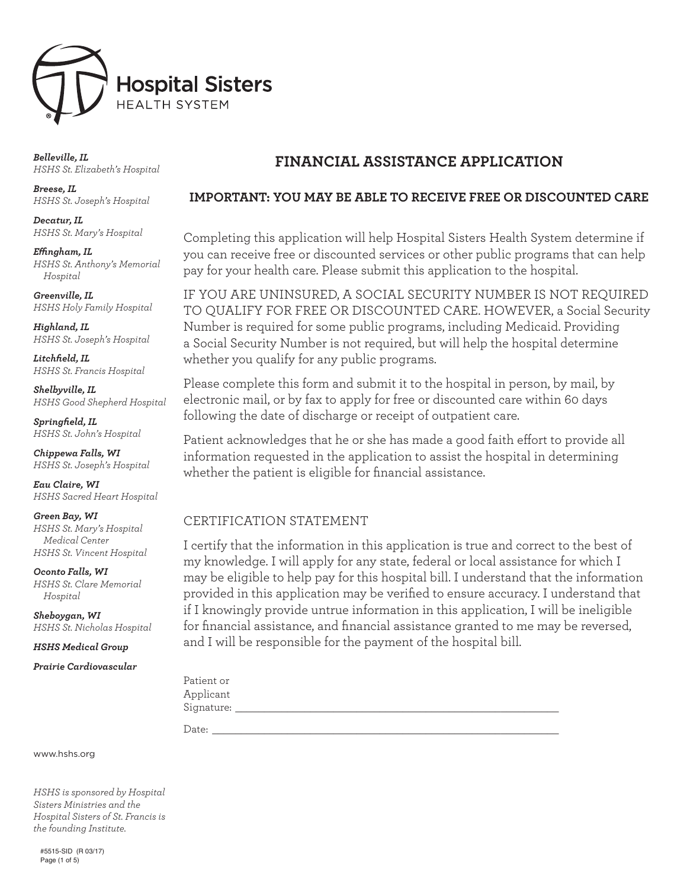Hospital Sisters HEALTH SYSTEM

***Belleville, IL***
*HSHS St. Elizabeth's Hospital*

***Breese, IL***
*HSHS St. Joseph's Hospital*

***Decatur, IL***
*HSHS St. Mary's Hospital*

***Effingham, IL***
*HSHS St. Anthony's Memorial Hospital*

***Greenville, IL***
*HSHS Holy Family Hospital*

***Highland, IL***
*HSHS St. Joseph's Hospital*

***Litchfield, IL***
*HSHS St. Francis Hospital*

***Shelbyville, IL***
*HSHS Good Shepherd Hospital*

***Springfield, IL***
*HSHS St. John's Hospital*

***Chippewa Falls, WI***
*HSHS St. Joseph's Hospital*

***Eau Claire, WI***
*HSHS Sacred Heart Hospital*

***Green Bay, WI***
*HSHS St. Mary's Hospital Medical Center*
*HSHS St. Vincent Hospital*

***Oconto Falls, WI***
*HSHS St. Clare Memorial Hospital*

***Sheboygan, WI***
*HSHS St. Nicholas Hospital*

***HSHS Medical Group***

***Prairie Cardiovascular***

www.hshs.org

*HSHS is sponsored by Hospital Sisters Ministries and the Hospital Sisters of St. Francis is the founding Institute.*

# FINANCIAL ASSISTANCE APPLICATION

## IMPORTANT: YOU MAY BE ABLE TO RECEIVE FREE OR DISCOUNTED CARE

Completing this application will help Hospital Sisters Health System determine if you can receive free or discounted services or other public programs that can help pay for your health care. Please submit this application to the hospital.

IF YOU ARE UNINSURED, A SOCIAL SECURITY NUMBER IS NOT REQUIRED TO QUALIFY FOR FREE OR DISCOUNTED CARE. HOWEVER, a Social Security Number is required for some public programs, including Medicaid. Providing a Social Security Number is not required, but will help the hospital determine whether you qualify for any public programs.

Please complete this form and submit it to the hospital in person, by mail, by electronic mail, or by fax to apply for free or discounted care within 60 days following the date of discharge or receipt of outpatient care.

Patient acknowledges that he or she has made a good faith effort to provide all information requested in the application to assist the hospital in determining whether the patient is eligible for financial assistance.

## CERTIFICATION STATEMENT

I certify that the information in this application is true and correct to the best of my knowledge. I will apply for any state, federal or local assistance for which I may be eligible to help pay for this hospital bill. I understand that the information provided in this application may be verified to ensure accuracy. I understand that if I knowingly provide untrue information in this application, I will be ineligible for financial assistance, and financial assistance granted to me may be reversed, and I will be responsible for the payment of the hospital bill.

Patient or Applicant Signature: ______________________________

Date: ______________________________

#5515-SID (R 03/17)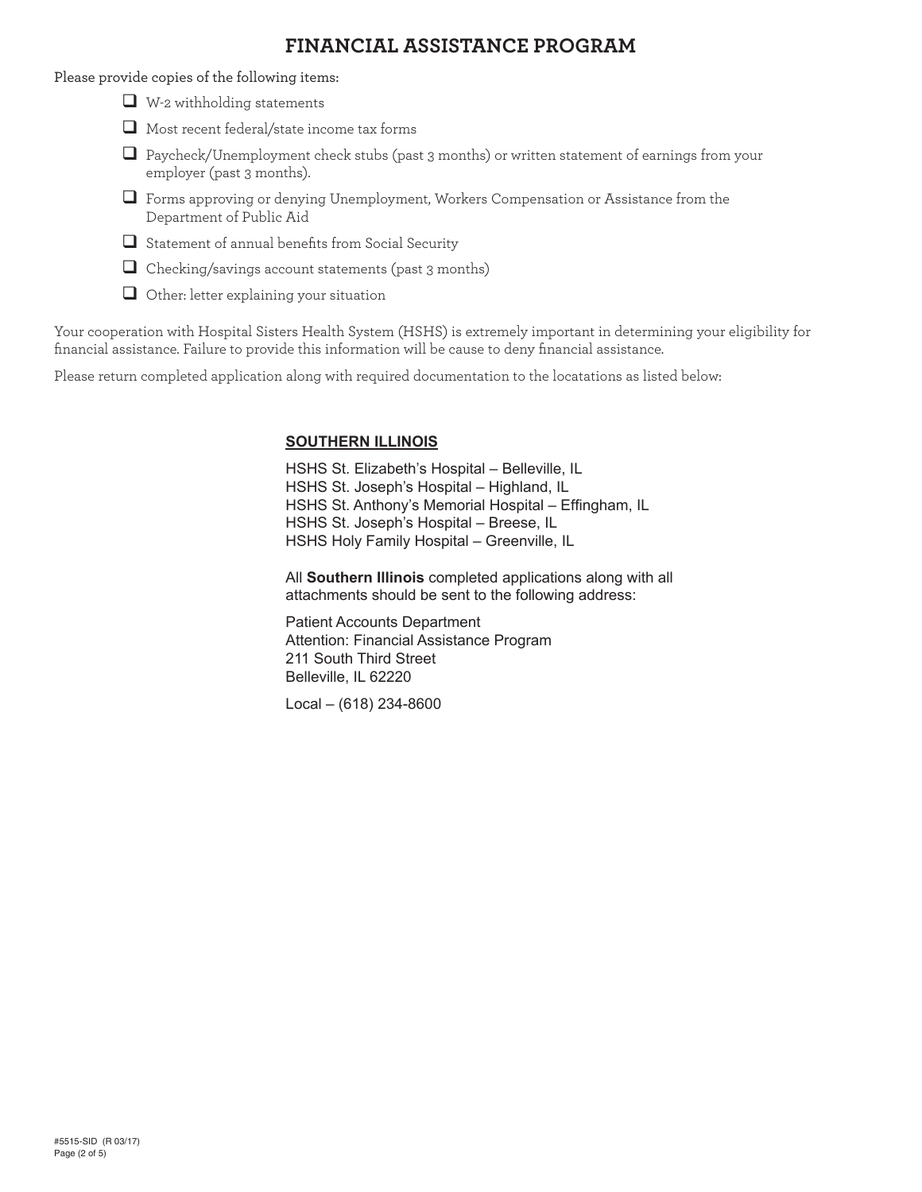# FINANCIAL ASSISTANCE PROGRAM

Please provide copies of the following items:

- ☐ W-2 withholding statements
- ☐ Most recent federal/state income tax forms
- ☐ Paycheck/Unemployment check stubs (past 3 months) or written statement of earnings from your employer (past 3 months).
- ☐ Forms approving or denying Unemployment, Workers Compensation or Assistance from the Department of Public Aid
- ☐ Statement of annual benefits from Social Security
- ☐ Checking/savings account statements (past 3 months)
- ☐ Other: letter explaining your situation

Your cooperation with Hospital Sisters Health System (HSHS) is extremely important in determining your eligibility for financial assistance. Failure to provide this information will be cause to deny financial assistance.

Please return completed application along with required documentation to the locatations as listed below:

**SOUTHERN ILLINOIS**

HSHS St. Elizabeth's Hospital – Belleville, IL
HSHS St. Joseph's Hospital – Highland, IL
HSHS St. Anthony's Memorial Hospital – Effingham, IL
HSHS St. Joseph's Hospital – Breese, IL
HSHS Holy Family Hospital – Greenville, IL

All **Southern Illinois** completed applications along with all attachments should be sent to the following address:

Patient Accounts Department
Attention: Financial Assistance Program
211 South Third Street
Belleville, IL 62220

Local – (618) 234-8600

#5515-SID (R 03/17)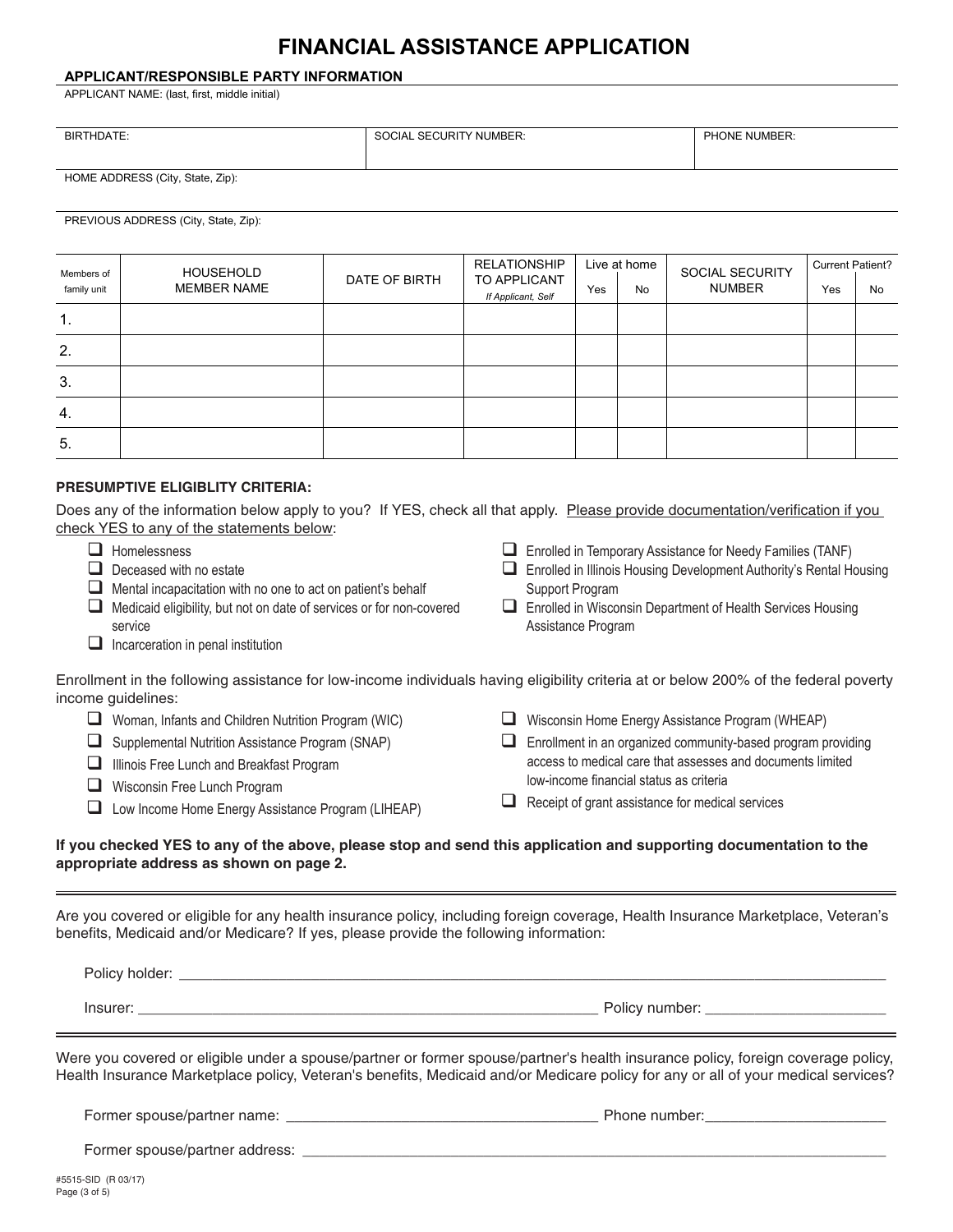# FINANCIAL ASSISTANCE APPLICATION

**APPLICANT/RESPONSIBLE PARTY INFORMATION**

APPLICANT NAME: (last, first, middle initial)

| BIRTHDATE: | SOCIAL SECURITY NUMBER: | PHONE NUMBER: |
|---|---|---|
| | | |

HOME ADDRESS (City, State, Zip):

PREVIOUS ADDRESS (City, State, Zip):

| Members of family unit | HOUSEHOLD MEMBER NAME | DATE OF BIRTH | RELATIONSHIP TO APPLICANT *If Applicant, Self* | Live at home | | SOCIAL SECURITY NUMBER | Current Patient? | |
|---|---|---|---|---|---|---|---|---|
| | | | | Yes | No | | Yes | No |
| 1. | | | | | | | | |
| 2. | | | | | | | | |
| 3. | | | | | | | | |
| 4. | | | | | | | | |
| 5. | | | | | | | | |

**PRESUMPTIVE ELIGIBLITY CRITERIA:**

Does any of the information below apply to you? If YES, check all that apply. Please provide documentation/verification if you check YES to any of the statements below:

- ☐ Homelessness
- ☐ Deceased with no estate
- ☐ Mental incapacitation with no one to act on patient's behalf
- ☐ Medicaid eligibility, but not on date of services or for non-covered service
- ☐ Incarceration in penal institution
- ☐ Enrolled in Temporary Assistance for Needy Families (TANF)
- ☐ Enrolled in Illinois Housing Development Authority's Rental Housing Support Program
- ☐ Enrolled in Wisconsin Department of Health Services Housing Assistance Program

Enrollment in the following assistance for low-income individuals having eligibility criteria at or below 200% of the federal poverty income guidelines:

- ☐ Woman, Infants and Children Nutrition Program (WIC)
- ☐ Supplemental Nutrition Assistance Program (SNAP)
- ☐ Illinois Free Lunch and Breakfast Program
- ☐ Wisconsin Free Lunch Program
- ☐ Low Income Home Energy Assistance Program (LIHEAP)
- ☐ Wisconsin Home Energy Assistance Program (WHEAP)
- ☐ Enrollment in an organized community-based program providing access to medical care that assesses and documents limited low-income financial status as criteria
- ☐ Receipt of grant assistance for medical services

**If you checked YES to any of the above, please stop and send this application and supporting documentation to the appropriate address as shown on page 2.**

---

Are you covered or eligible for any health insurance policy, including foreign coverage, Health Insurance Marketplace, Veteran's benefits, Medicaid and/or Medicare? If yes, please provide the following information:

Policy holder: ______________________________

Insurer: ______________________________ Policy number: ______________________

---

Were you covered or eligible under a spouse/partner or former spouse/partner's health insurance policy, foreign coverage policy, Health Insurance Marketplace policy, Veteran's benefits, Medicaid and/or Medicare policy for any or all of your medical services?

Former spouse/partner name: ______________________________ Phone number: ______________________

Former spouse/partner address: ______________________________

#5515-SID (R 03/17)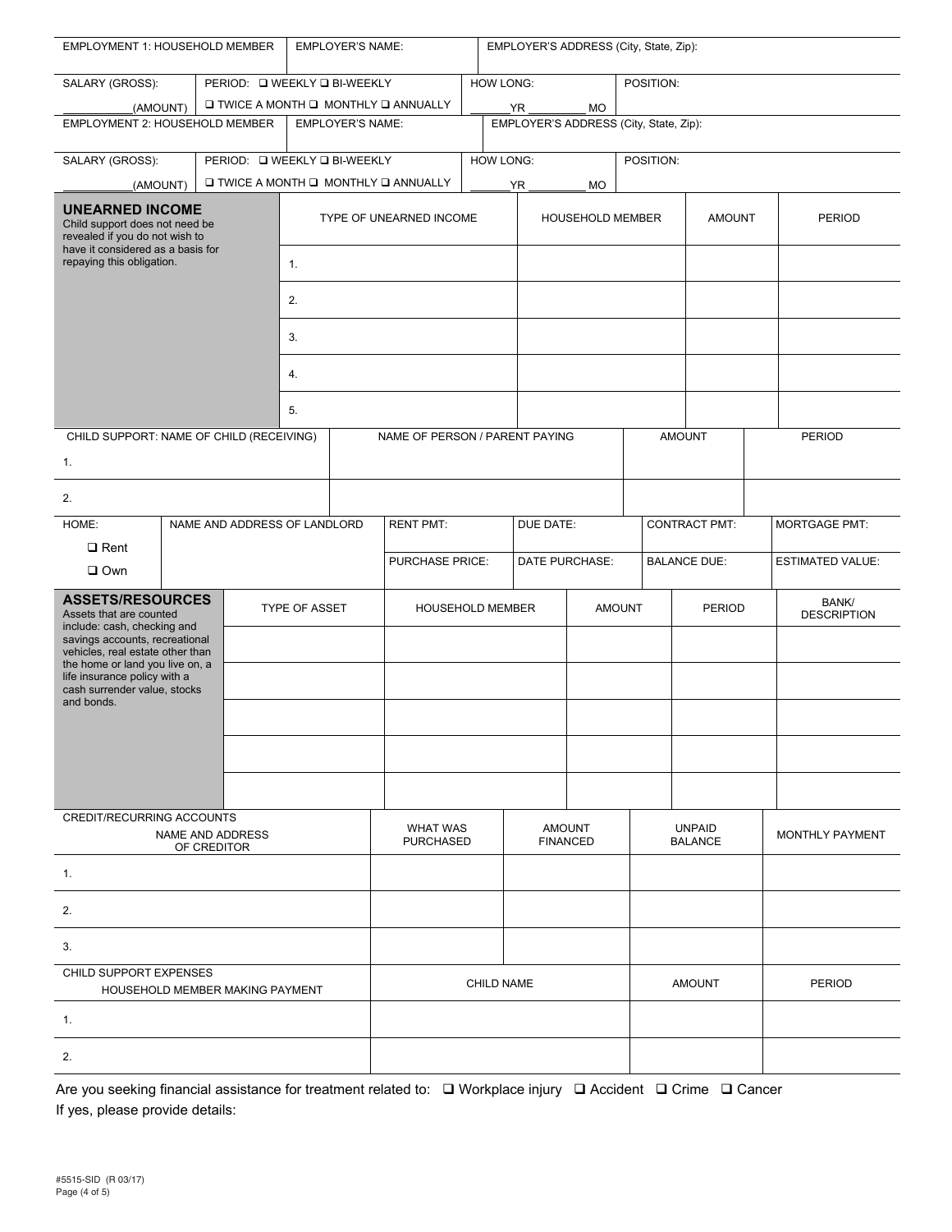| EMPLOYMENT 1: HOUSEHOLD MEMBER | EMPLOYER'S NAME: | EMPLOYER'S ADDRESS (City, State, Zip): | |
|---|---|---|---|
| SALARY (GROSS): ___________(AMOUNT) | PERIOD: ❑ WEEKLY ❑ BI-WEEKLY ❑ TWICE A MONTH ❑ MONTHLY ❑ ANNUALLY | HOW LONG: ______YR ________ MO | POSITION: |
| EMPLOYMENT 2: HOUSEHOLD MEMBER | EMPLOYER'S NAME: | EMPLOYER'S ADDRESS (City, State, Zip): | |
| SALARY (GROSS): ___________(AMOUNT) | PERIOD: ❑ WEEKLY ❑ BI-WEEKLY ❑ TWICE A MONTH ❑ MONTHLY ❑ ANNUALLY | HOW LONG: ______YR ________ MO | POSITION: |

| **UNEARNED INCOME** Child support does not need be revealed if you do not wish to have it considered as a basis for repaying this obligation. | TYPE OF UNEARNED INCOME | HOUSEHOLD MEMBER | AMOUNT | PERIOD |
|---|---|---|---|---|
| | 1. | | | |
| | 2. | | | |
| | 3. | | | |
| | 4. | | | |
| | 5. | | | |

| CHILD SUPPORT: NAME OF CHILD (RECEIVING) | NAME OF PERSON / PARENT PAYING | AMOUNT | PERIOD |
|---|---|---|---|
| 1. | | | |
| 2. | | | |

| HOME: | NAME AND ADDRESS OF LANDLORD | RENT PMT: | DUE DATE: | CONTRACT PMT: | MORTGAGE PMT: |
|---|---|---|---|---|---|
| ❑ Rent ❑ Own | | PURCHASE PRICE: | DATE PURCHASE: | BALANCE DUE: | ESTIMATED VALUE: |

| **ASSETS/RESOURCES** Assets that are counted include: cash, checking and savings accounts, recreational vehicles, real estate other than the home or land you live on, a life insurance policy with a cash surrender value, stocks and bonds. | TYPE OF ASSET | HOUSEHOLD MEMBER | AMOUNT | PERIOD | BANK/ DESCRIPTION |
|---|---|---|---|---|---|
| | | | | | |
| | | | | | |
| | | | | | |
| | | | | | |
| | | | | | |

| CREDIT/RECURRING ACCOUNTS NAME AND ADDRESS OF CREDITOR | WHAT WAS PURCHASED | AMOUNT FINANCED | UNPAID BALANCE | MONTHLY PAYMENT |
|---|---|---|---|---|
| 1. | | | | |
| 2. | | | | |
| 3. | | | | |

| CHILD SUPPORT EXPENSES HOUSEHOLD MEMBER MAKING PAYMENT | CHILD NAME | AMOUNT | PERIOD |
|---|---|---|---|
| 1. | | | |
| 2. | | | |

Are you seeking financial assistance for treatment related to: ❑ Workplace injury ❑ Accident ❑ Crime ❑ Cancer

If yes, please provide details:

#5515-SID (R 03/17)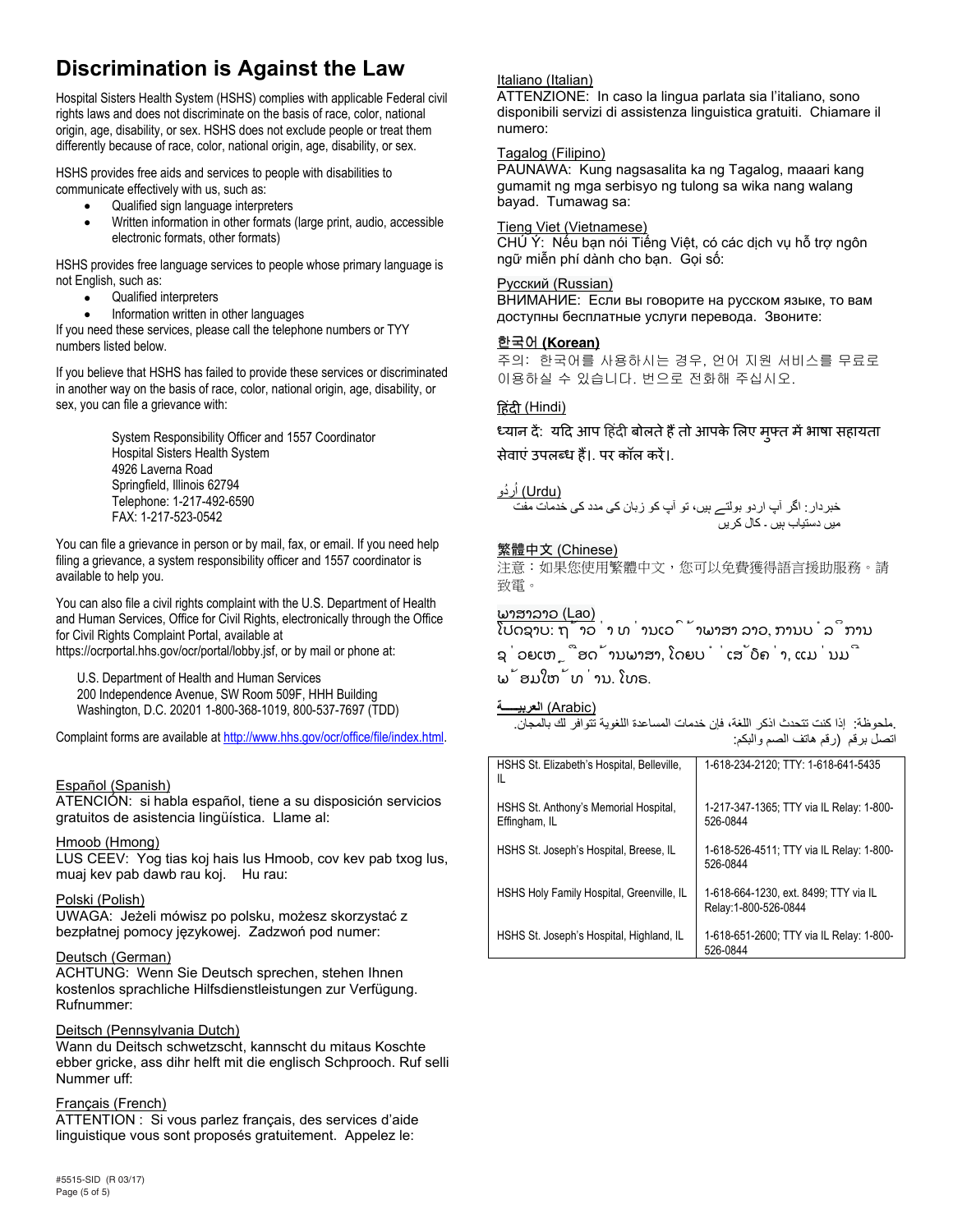# Discrimination is Against the Law

Hospital Sisters Health System (HSHS) complies with applicable Federal civil rights laws and does not discriminate on the basis of race, color, national origin, age, disability, or sex. HSHS does not exclude people or treat them differently because of race, color, national origin, age, disability, or sex.

HSHS provides free aids and services to people with disabilities to communicate effectively with us, such as:

- Qualified sign language interpreters
- Written information in other formats (large print, audio, accessible electronic formats, other formats)

HSHS provides free language services to people whose primary language is not English, such as:

- Qualified interpreters
- Information written in other languages

If you need these services, please call the telephone numbers or TYY numbers listed below.

If you believe that HSHS has failed to provide these services or discriminated in another way on the basis of race, color, national origin, age, disability, or sex, you can file a grievance with:

System Responsibility Officer and 1557 Coordinator
Hospital Sisters Health System
4926 Laverna Road
Springfield, Illinois 62794
Telephone: 1-217-492-6590
FAX: 1-217-523-0542

You can file a grievance in person or by mail, fax, or email. If you need help filing a grievance, a system responsibility officer and 1557 coordinator is available to help you.

You can also file a civil rights complaint with the U.S. Department of Health and Human Services, Office for Civil Rights, electronically through the Office for Civil Rights Complaint Portal, available at https://ocrportal.hhs.gov/ocr/portal/lobby.jsf, or by mail or phone at:

U.S. Department of Health and Human Services
200 Independence Avenue, SW Room 509F, HHH Building
Washington, D.C. 20201 1-800-368-1019, 800-537-7697 (TDD)

Complaint forms are available at http://www.hhs.gov/ocr/office/file/index.html.

Español (Spanish)
ATENCIÓN: si habla español, tiene a su disposición servicios gratuitos de asistencia lingüística. Llame al:

Hmoob (Hmong)
LUS CEEV: Yog tias koj hais lus Hmoob, cov kev pab txog lus, muaj kev pab dawb rau koj. Hu rau:

Polski (Polish)
UWAGA: Jeżeli mówisz po polsku, możesz skorzystać z bezpłatnej pomocy językowej. Zadzwoń pod numer:

Deutsch (German)
ACHTUNG: Wenn Sie Deutsch sprechen, stehen Ihnen kostenlos sprachliche Hilfsdienstleistungen zur Verfügung. Rufnummer:

Deitsch (Pennsylvania Dutch)
Wann du Deitsch schwetzscht, kannscht du mitaus Koschte ebber gricke, ass dihr helft mit die englisch Schprooch. Ruf selli Nummer uff:

Français (French)
ATTENTION : Si vous parlez français, des services d'aide linguistique vous sont proposés gratuitement. Appelez le:

Italiano (Italian)
ATTENZIONE: In caso la lingua parlata sia l'italiano, sono disponibili servizi di assistenza linguistica gratuiti. Chiamare il numero:

Tagalog (Filipino)
PAUNAWA: Kung nagsasalita ka ng Tagalog, maaari kang gumamit ng mga serbisyo ng tulong sa wika nang walang bayad. Tumawag sa:

Tieng Viet (Vietnamese)
CHÚ Ý: Nếu bạn nói Tiếng Việt, có các dịch vụ hỗ trợ ngôn ngữ miễn phí dành cho bạn. Gọi số:

Русский (Russian)
ВНИМАНИЕ: Если вы говорите на русском языке, то вам доступны бесплатные услуги перевода. Звоните:

**한국어 (Korean)**
주의: 한국어를 사용하시는 경우, 언어 지원 서비스를 무료로 이용하실 수 있습니다. 번으로 전화해 주십시오.

हिंदी (Hindi)
ध्यान दें: यदि आप हिंदी बोलते हैं तो आपके लिए मुफ्त में भाषा सहायता सेवाएं उपलब्ध हैं। पर कॉल करें।

اُردُو (Urdu)
خبردار: اگر آپ اردو بولتے ہیں، تو آپ کو زبان کی مدد کی خدمات مفت میں دستیاب ہیں ۔ کال کریں

繁體中文 (Chinese)
注意：如果您使用繁體中文，您可以免費獲得語言援助服務。請致電。

ພາສາລາວ (Lao)
ໂປດຊາບ: ຖ້າວ່າ ທ່ານເວົ້າພາສາ ລາວ, ການບໍລິການຊ່ວຍເຫຼືອດ້ານພາສາ, ໂດຍບໍ່ເສັຽຄ່າ, ແມ່ນມີພ້ອມໃຫ້ທ່ານ. ໂທຣ.

العربيـــة (Arabic)
ملحوظة: إذا كنت تتحدث اذكر اللغة، فإن خدمات المساعدة اللغوية تتوافر لك بالمجان. اتصل برقم (رقم هاتف الصم والبكم:

| | |
|---|---|
| HSHS St. Elizabeth's Hospital, Belleville, IL | 1-618-234-2120; TTY: 1-618-641-5435 |
| HSHS St. Anthony's Memorial Hospital, Effingham, IL | 1-217-347-1365; TTY via IL Relay: 1-800-526-0844 |
| HSHS St. Joseph's Hospital, Breese, IL | 1-618-526-4511; TTY via IL Relay: 1-800-526-0844 |
| HSHS Holy Family Hospital, Greenville, IL | 1-618-664-1230, ext. 8499; TTY via IL Relay:1-800-526-0844 |
| HSHS St. Joseph's Hospital, Highland, IL | 1-618-651-2600; TTY via IL Relay: 1-800-526-0844 |

#5515-SID (R 03/17)